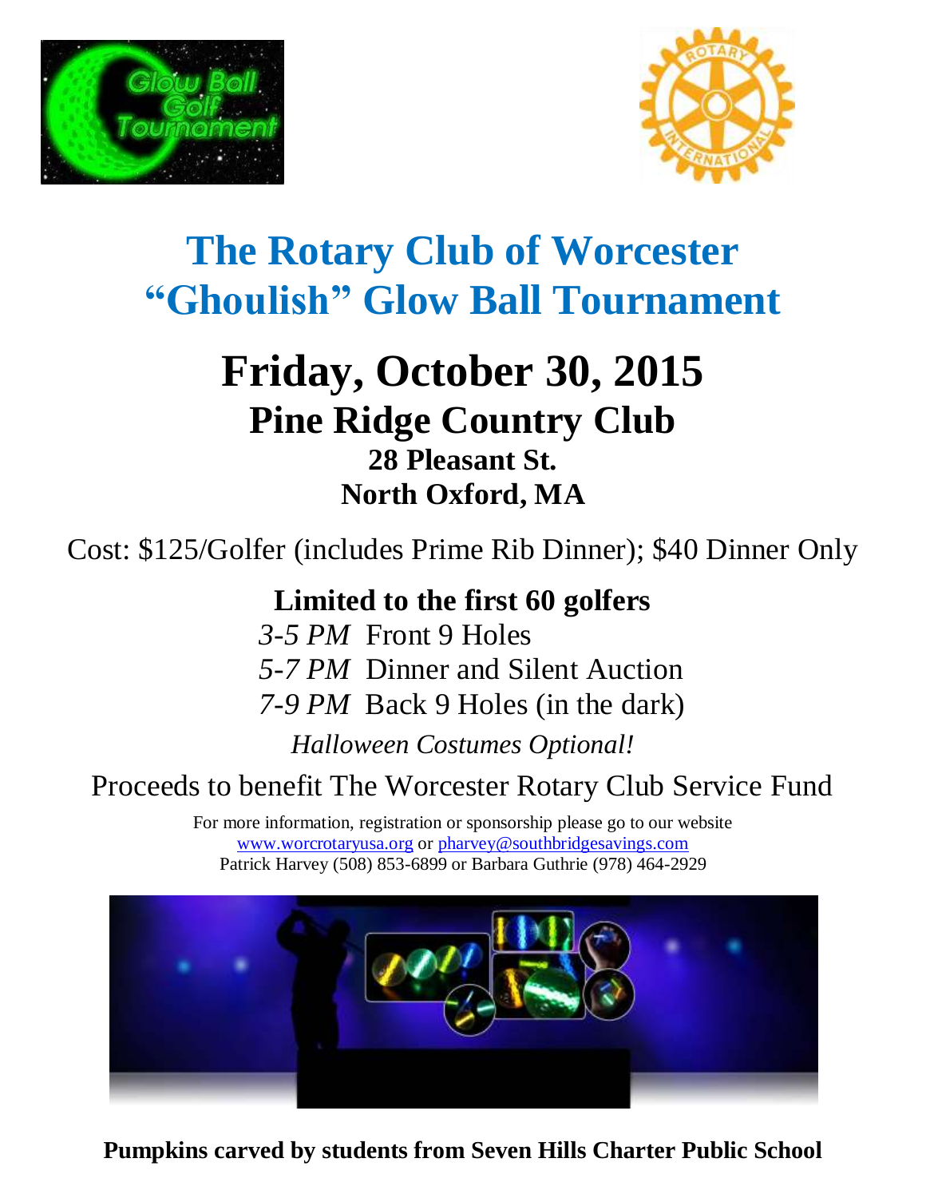# The Rotary Club of Worcester "Ghoulish" Glow Ball Tournament

## Friday, October 30, 2015

### Pine Ridge Country Club

**28 Pleasant St.**
**North Oxford, MA**

Cost: $125/Golfer (includes Prime Rib Dinner); $40 Dinner Only

**Limited to the first 60 golfers**

*3-5 PM* Front 9 Holes
*5-7 PM* Dinner and Silent Auction
*7-9 PM* Back 9 Holes (in the dark)

*Halloween Costumes Optional!*

Proceeds to benefit The Worcester Rotary Club Service Fund

For more information, registration or sponsorship please go to our website
www.worcrotaryusa.org or pharvey@southbridgesavings.com
Patrick Harvey (508) 853-6899 or Barbara Guthrie (978) 464-2929

**Pumpkins carved by students from Seven Hills Charter Public School**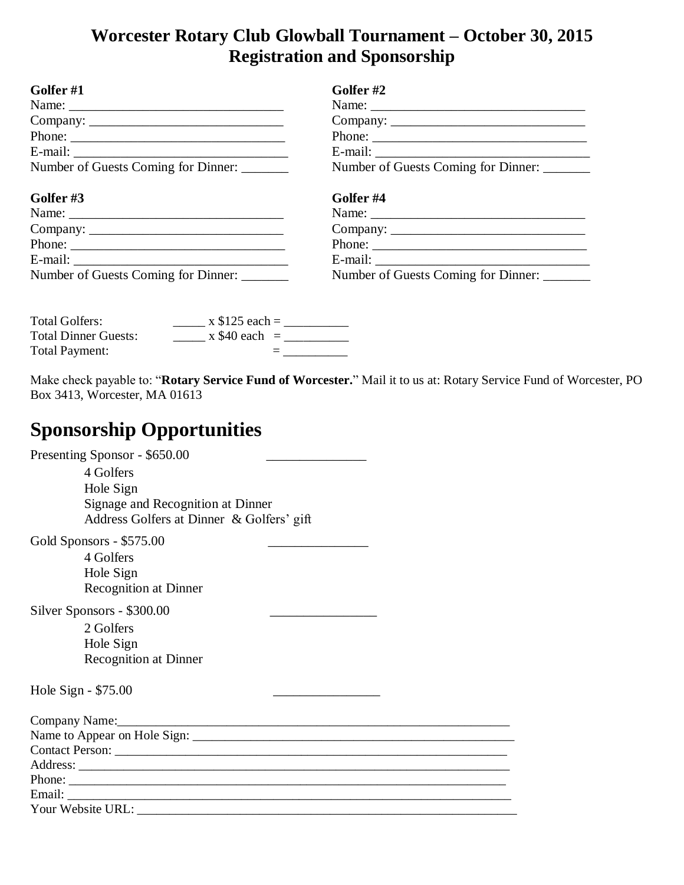# Worcester Rotary Club Glowball Tournament – October 30, 2015
## Registration and Sponsorship

**Golfer #1**
Name: ________________________________
Company: ______________________________
Phone: ________________________________
E-mail: ________________________________
Number of Guests Coming for Dinner: _______

**Golfer #2**
Name: ________________________________
Company: ______________________________
Phone: ________________________________
E-mail: ________________________________
Number of Guests Coming for Dinner: _______

**Golfer #3**
Name: ________________________________
Company: ______________________________
Phone: ________________________________
E-mail: ________________________________
Number of Guests Coming for Dinner: _______

**Golfer #4**
Name: ________________________________
Company: ______________________________
Phone: ________________________________
E-mail: ________________________________
Number of Guests Coming for Dinner: _______

Total Golfers: _____ x $125 each = __________
Total Dinner Guests: _____ x $40 each = __________
Total Payment: = __________

Make check payable to: "**Rotary Service Fund of Worcester.**" Mail it to us at: Rotary Service Fund of Worcester, PO Box 3413, Worcester, MA 01613

## Sponsorship Opportunities

Presenting Sponsor - $650.00 _______________
- 4 Golfers
- Hole Sign
- Signage and Recognition at Dinner
- Address Golfers at Dinner & Golfers' gift

Gold Sponsors - $575.00 _______________
- 4 Golfers
- Hole Sign
- Recognition at Dinner

Silver Sponsors - $300.00 ________________
- 2 Golfers
- Hole Sign
- Recognition at Dinner

Hole Sign - $75.00 ________________

Company Name:_______________________________________________________________
Name to Appear on Hole Sign: ____________________________________________________
Contact Person: ______________________________________________________________
Address: ___________________________________________________________________
Phone: ____________________________________________________________________
Email: _____________________________________________________________________
Your Website URL: ____________________________________________________________